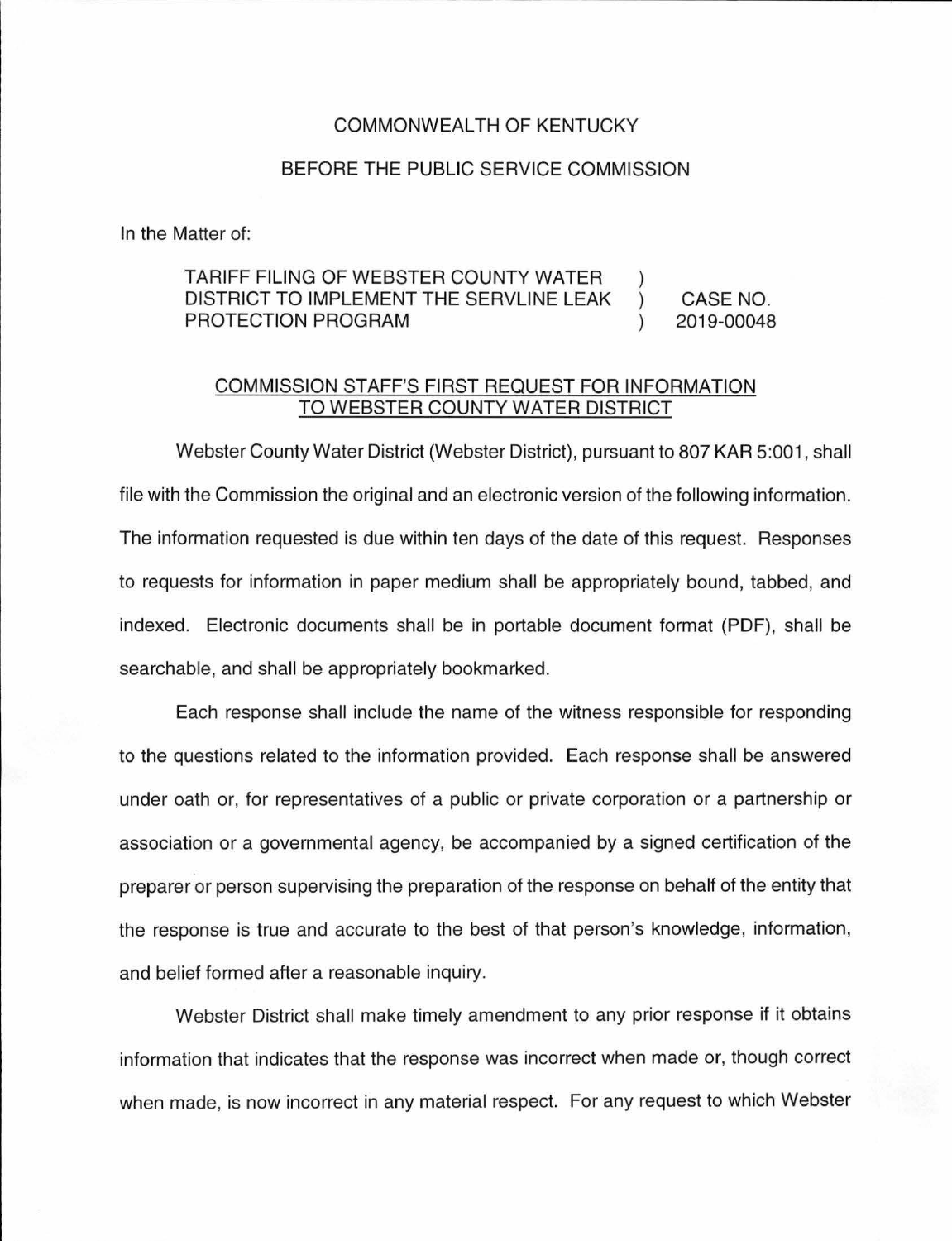COMMONWEALTH OF KENTUCKY

BEFORE THE PUBLIC SERVICE COMMISSION

In the Matter of:

| | | |
|---|---|---|
| TARIFF FILING OF WEBSTER COUNTY WATER DISTRICT TO IMPLEMENT THE SERVLINE LEAK PROTECTION PROGRAM | ) ) ) | CASE NO. 2019-00048 |

COMMISSION STAFF'S FIRST REQUEST FOR INFORMATION TO WEBSTER COUNTY WATER DISTRICT

Webster County Water District (Webster District), pursuant to 807 KAR 5:001, shall file with the Commission the original and an electronic version of the following information. The information requested is due within ten days of the date of this request. Responses to requests for information in paper medium shall be appropriately bound, tabbed, and indexed. Electronic documents shall be in portable document format (PDF), shall be searchable, and shall be appropriately bookmarked.

Each response shall include the name of the witness responsible for responding to the questions related to the information provided. Each response shall be answered under oath or, for representatives of a public or private corporation or a partnership or association or a governmental agency, be accompanied by a signed certification of the preparer or person supervising the preparation of the response on behalf of the entity that the response is true and accurate to the best of that person's knowledge, information, and belief formed after a reasonable inquiry.

Webster District shall make timely amendment to any prior response if it obtains information that indicates that the response was incorrect when made or, though correct when made, is now incorrect in any material respect. For any request to which Webster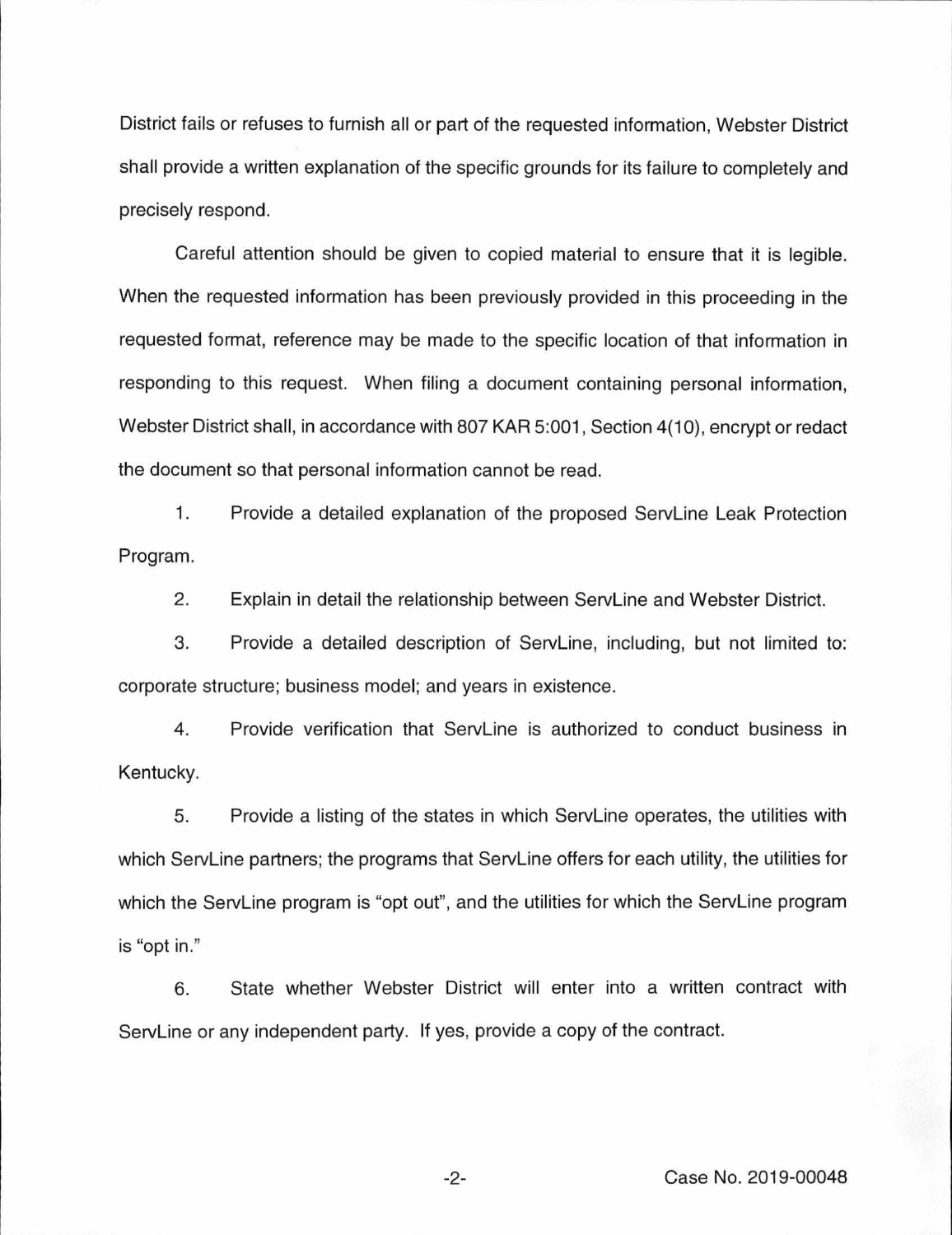District fails or refuses to furnish all or part of the requested information, Webster District shall provide a written explanation of the specific grounds for its failure to completely and precisely respond.

Careful attention should be given to copied material to ensure that it is legible. When the requested information has been previously provided in this proceeding in the requested format, reference may be made to the specific location of that information in responding to this request. When filing a document containing personal information, Webster District shall, in accordance with 807 KAR 5:001, Section 4(10), encrypt or redact the document so that personal information cannot be read.

1. Provide a detailed explanation of the proposed ServLine Leak Protection Program.

2. Explain in detail the relationship between ServLine and Webster District.

3. Provide a detailed description of ServLine, including, but not limited to: corporate structure; business model; and years in existence.

4. Provide verification that ServLine is authorized to conduct business in Kentucky.

5. Provide a listing of the states in which ServLine operates, the utilities with which ServLine partners; the programs that ServLine offers for each utility, the utilities for which the ServLine program is "opt out", and the utilities for which the ServLine program is "opt in."

6. State whether Webster District will enter into a written contract with ServLine or any independent party. If yes, provide a copy of the contract.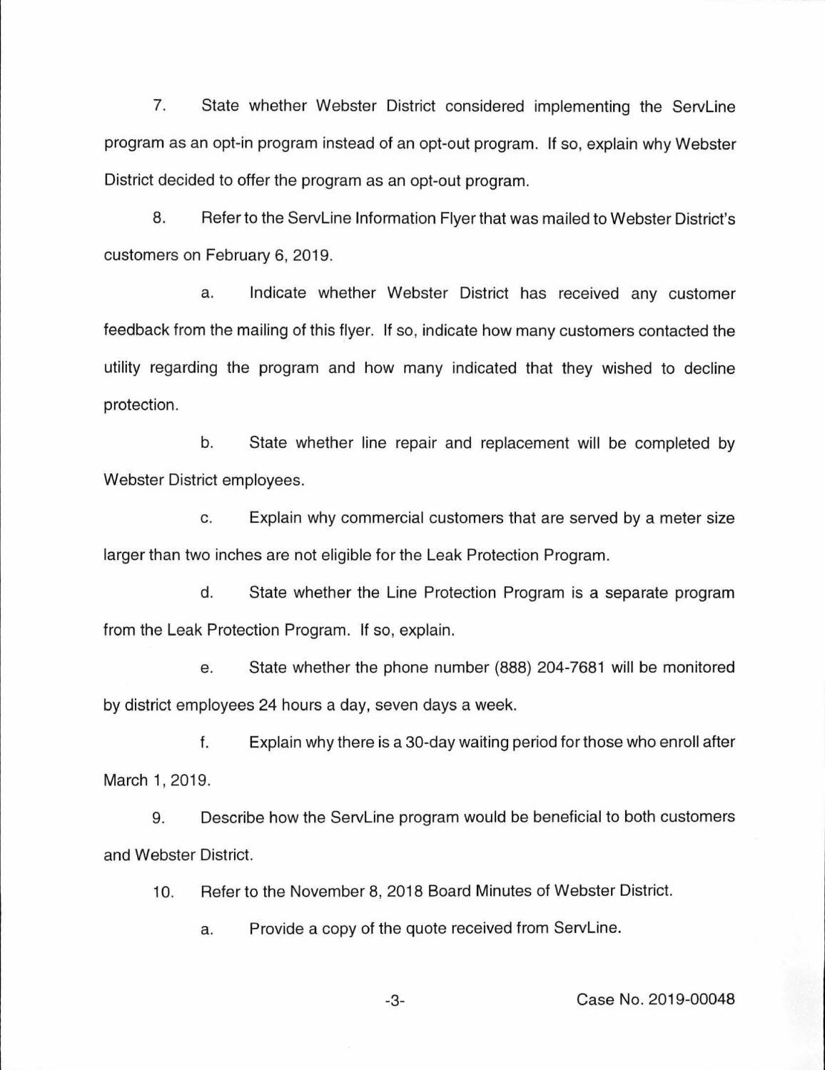7. State whether Webster District considered implementing the ServLine program as an opt-in program instead of an opt-out program. If so, explain why Webster District decided to offer the program as an opt-out program.

8. Refer to the ServLine Information Flyer that was mailed to Webster District's customers on February 6, 2019.

   a. Indicate whether Webster District has received any customer feedback from the mailing of this flyer. If so, indicate how many customers contacted the utility regarding the program and how many indicated that they wished to decline protection.

   b. State whether line repair and replacement will be completed by Webster District employees.

   c. Explain why commercial customers that are served by a meter size larger than two inches are not eligible for the Leak Protection Program.

   d. State whether the Line Protection Program is a separate program from the Leak Protection Program. If so, explain.

   e. State whether the phone number (888) 204-7681 will be monitored by district employees 24 hours a day, seven days a week.

   f. Explain why there is a 30-day waiting period for those who enroll after March 1, 2019.

9. Describe how the ServLine program would be beneficial to both customers and Webster District.

10. Refer to the November 8, 2018 Board Minutes of Webster District.

    a. Provide a copy of the quote received from ServLine.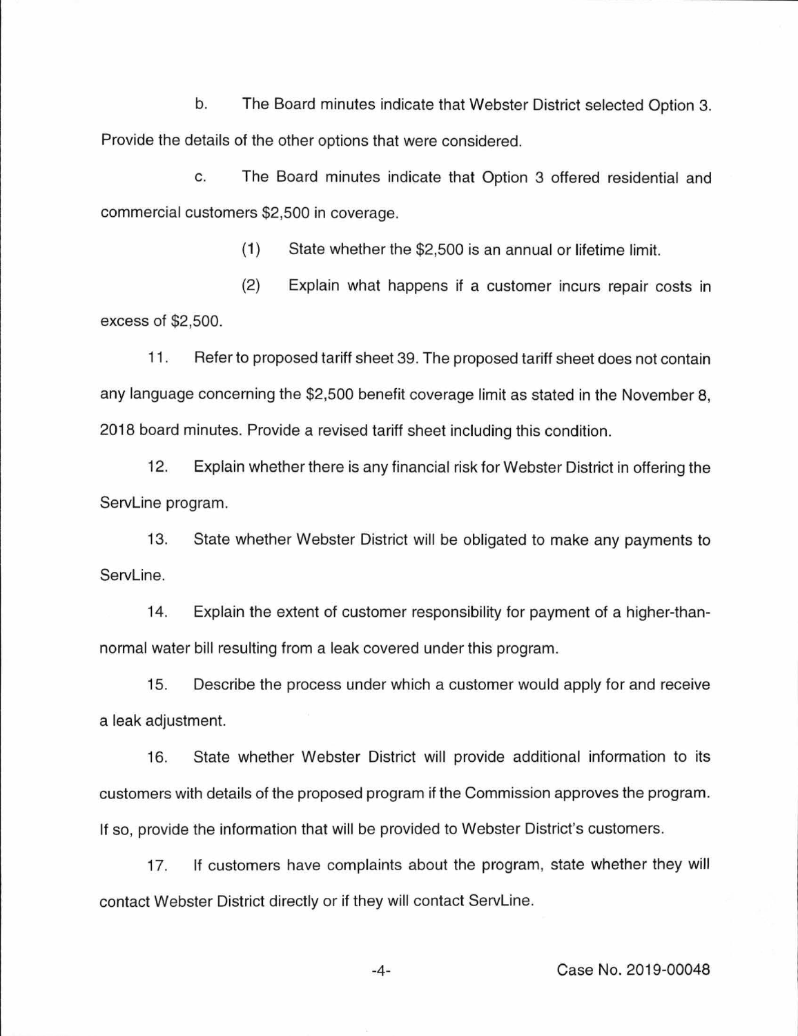b. The Board minutes indicate that Webster District selected Option 3. Provide the details of the other options that were considered.

c. The Board minutes indicate that Option 3 offered residential and commercial customers $2,500 in coverage.

(1) State whether the $2,500 is an annual or lifetime limit.

(2) Explain what happens if a customer incurs repair costs in excess of $2,500.

11. Refer to proposed tariff sheet 39. The proposed tariff sheet does not contain any language concerning the $2,500 benefit coverage limit as stated in the November 8, 2018 board minutes. Provide a revised tariff sheet including this condition.

12. Explain whether there is any financial risk for Webster District in offering the ServLine program.

13. State whether Webster District will be obligated to make any payments to ServLine.

14. Explain the extent of customer responsibility for payment of a higher-than-normal water bill resulting from a leak covered under this program.

15. Describe the process under which a customer would apply for and receive a leak adjustment.

16. State whether Webster District will provide additional information to its customers with details of the proposed program if the Commission approves the program. If so, provide the information that will be provided to Webster District's customers.

17. If customers have complaints about the program, state whether they will contact Webster District directly or if they will contact ServLine.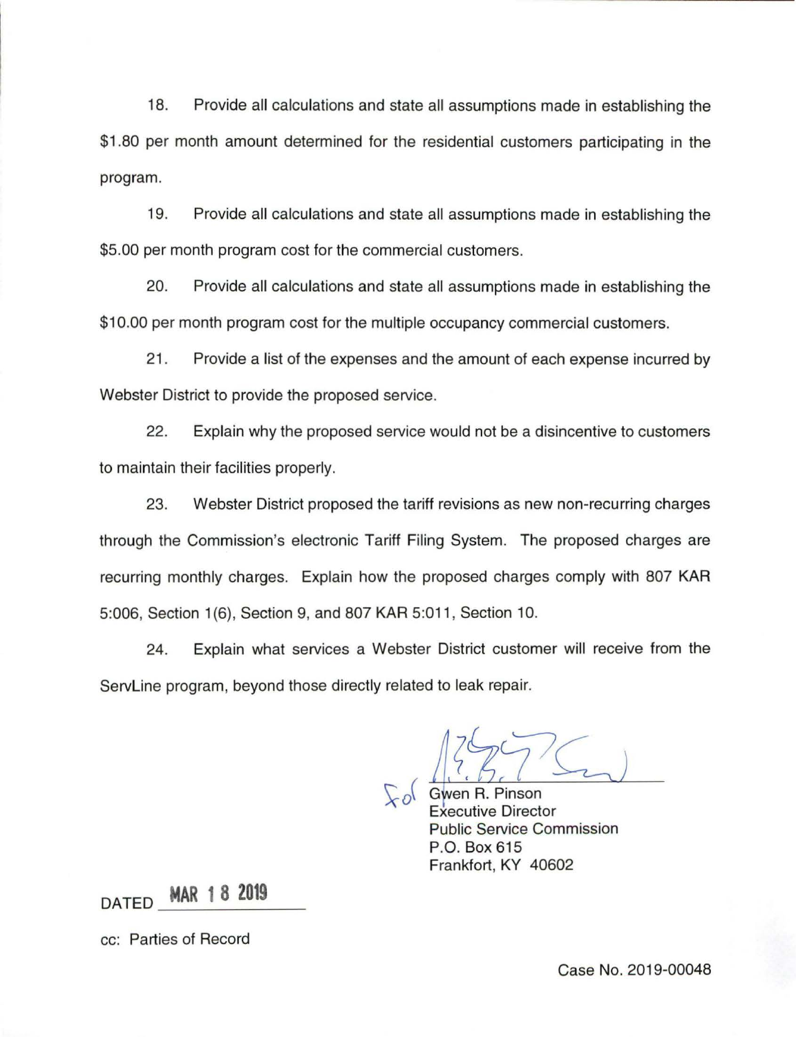18. Provide all calculations and state all assumptions made in establishing the $1.80 per month amount determined for the residential customers participating in the program.

19. Provide all calculations and state all assumptions made in establishing the $5.00 per month program cost for the commercial customers.

20. Provide all calculations and state all assumptions made in establishing the $10.00 per month program cost for the multiple occupancy commercial customers.

21. Provide a list of the expenses and the amount of each expense incurred by Webster District to provide the proposed service.

22. Explain why the proposed service would not be a disincentive to customers to maintain their facilities properly.

23. Webster District proposed the tariff revisions as new non-recurring charges through the Commission's electronic Tariff Filing System. The proposed charges are recurring monthly charges. Explain how the proposed charges comply with 807 KAR 5:006, Section 1(6), Section 9, and 807 KAR 5:011, Section 10.

24. Explain what services a Webster District customer will receive from the ServLine program, beyond those directly related to leak repair.

for Gwen R. Pinson
Executive Director
Public Service Commission
P.O. Box 615
Frankfort, KY 40602

DATED MAR 18 2019

cc: Parties of Record

Case No. 2019-00048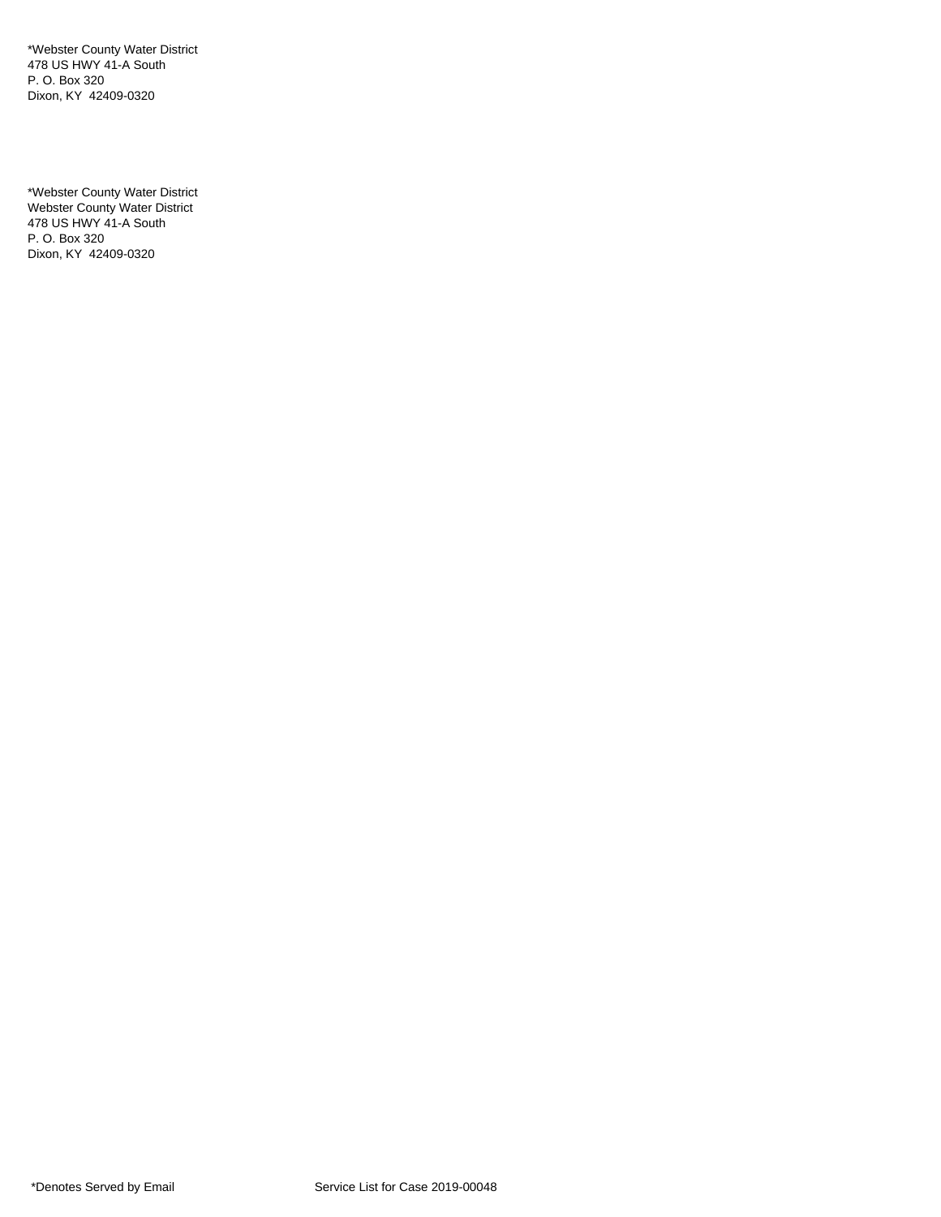*Webster County Water District
478 US HWY 41-A South
P. O. Box 320
Dixon, KY  42409-0320

*Webster County Water District
Webster County Water District
478 US HWY 41-A South
P. O. Box 320
Dixon, KY  42409-0320

*Denotes Served by Email

Service List for Case 2019-00048